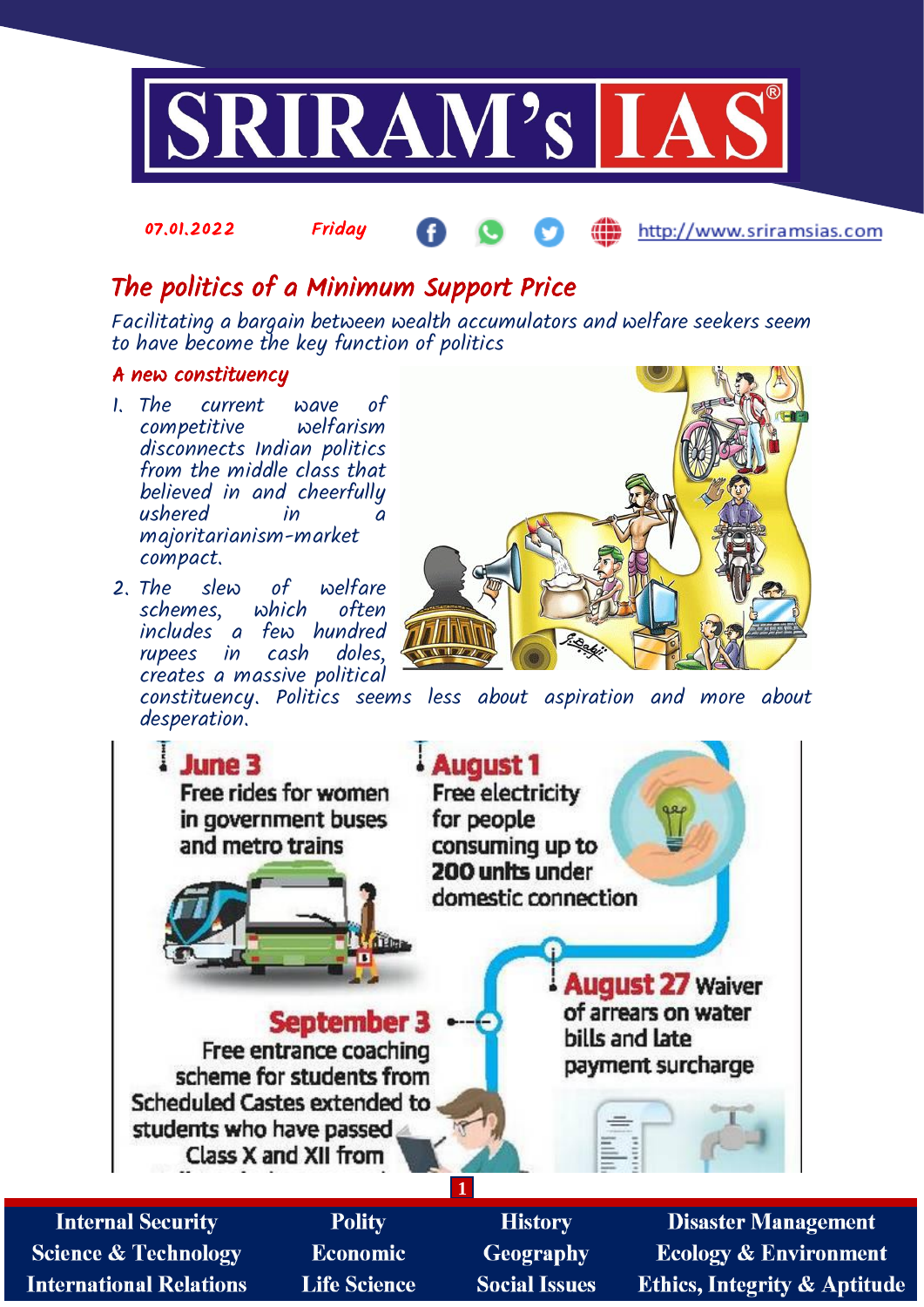# The politics of a Minimum Support Price

*Facilitating a bargain between wealth accumulators and welfare seekers seem to have become the key function of politics*

## A new constituency

1. The current wave of competitive welfarism disconnects Indian politics from the middle class that believed in and cheerfully ushered in a majoritarianism-market compact.
2. The slew of welfare schemes, which often includes a few hundred rupees in cash doles, creates a massive political constituency. Politics seems less about aspiration and more about desperation.

**June 3** Free rides for women in government buses and metro trains

**August 1** Free electricity for people consuming up to 200 units under domestic connection

**August 27** Waiver of arrears on water bills and late payment surcharge

**September 3** Free entrance coaching scheme for students from Scheduled Castes extended to students who have passed Class X and XII from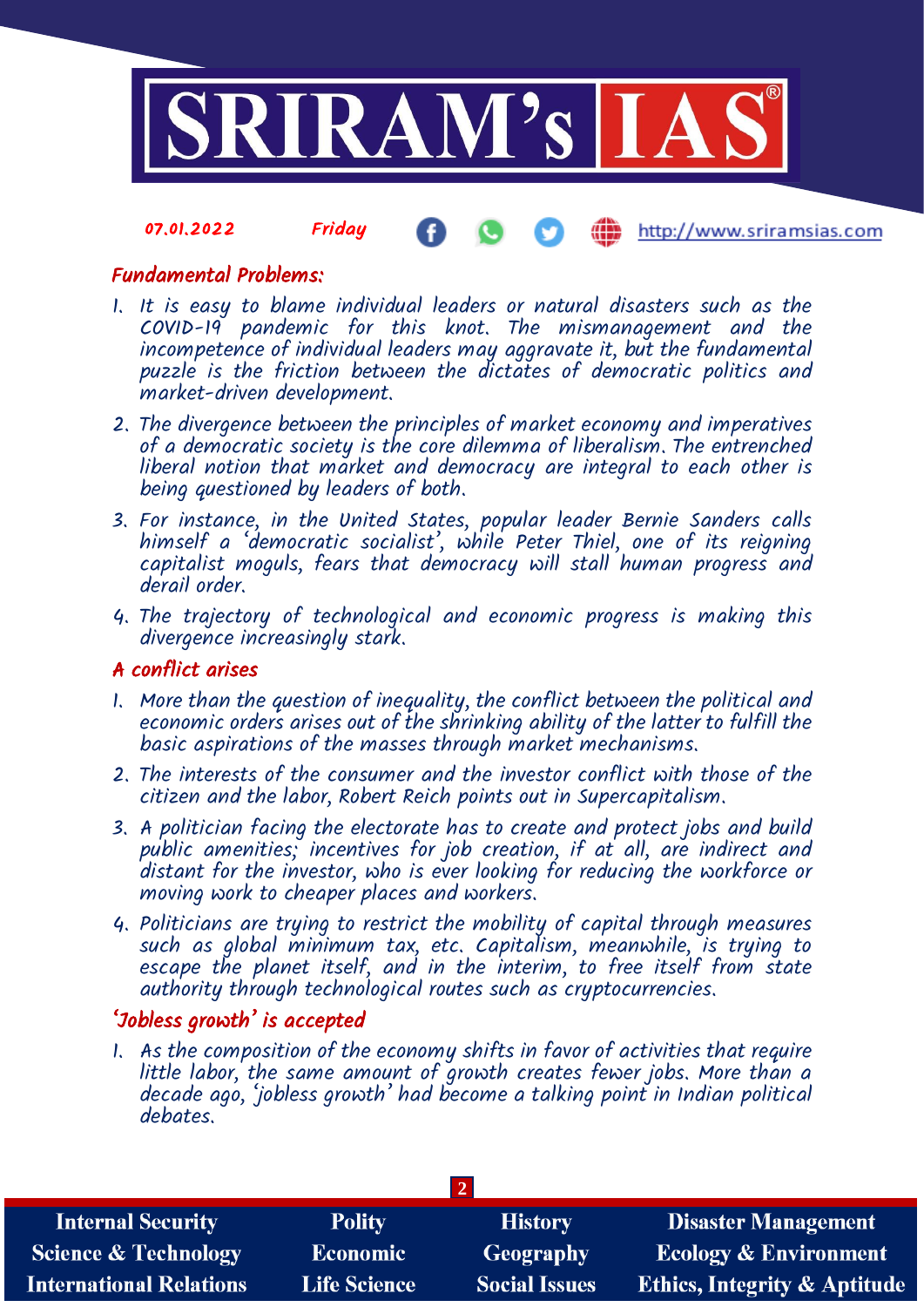## Fundamental Problems:

1. It is easy to blame individual leaders or natural disasters such as the COVID-19 pandemic for this knot. The mismanagement and the incompetence of individual leaders may aggravate it, but the fundamental puzzle is the friction between the dictates of democratic politics and market-driven development.
2. The divergence between the principles of market economy and imperatives of a democratic society is the core dilemma of liberalism. The entrenched liberal notion that market and democracy are integral to each other is being questioned by leaders of both.
3. For instance, in the United States, popular leader Bernie Sanders calls himself a 'democratic socialist', while Peter Thiel, one of its reigning capitalist moguls, fears that democracy will stall human progress and derail order.
4. The trajectory of technological and economic progress is making this divergence increasingly stark.

## A conflict arises

1. More than the question of inequality, the conflict between the political and economic orders arises out of the shrinking ability of the latter to fulfill the basic aspirations of the masses through market mechanisms.
2. The interests of the consumer and the investor conflict with those of the citizen and the labor, Robert Reich points out in Supercapitalism.
3. A politician facing the electorate has to create and protect jobs and build public amenities; incentives for job creation, if at all, are indirect and distant for the investor, who is ever looking for reducing the workforce or moving work to cheaper places and workers.
4. Politicians are trying to restrict the mobility of capital through measures such as global minimum tax, etc. Capitalism, meanwhile, is trying to escape the planet itself, and in the interim, to free itself from state authority through technological routes such as cryptocurrencies.

## 'Jobless growth' is accepted

1. As the composition of the economy shifts in favor of activities that require little labor, the same amount of growth creates fewer jobs. More than a decade ago, 'jobless growth' had become a talking point in Indian political debates.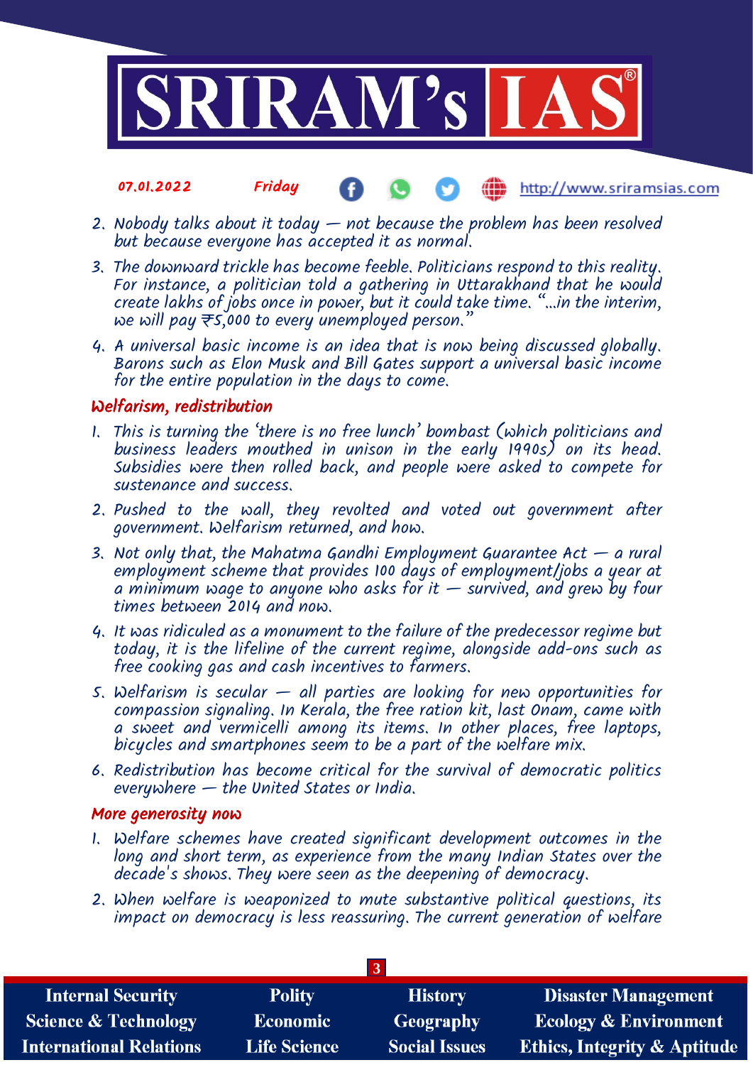2. Nobody talks about it today — not because the problem has been resolved but because everyone has accepted it as normal.
3. The downward trickle has become feeble. Politicians respond to this reality. For instance, a politician told a gathering in Uttarakhand that he would create lakhs of jobs once in power, but it could take time. "...in the interim, we will pay ₹5,000 to every unemployed person."
4. A universal basic income is an idea that is now being discussed globally. Barons such as Elon Musk and Bill Gates support a universal basic income for the entire population in the days to come.

## Welfarism, redistribution

1. This is turning the 'there is no free lunch' bombast (which politicians and business leaders mouthed in unison in the early 1990s) on its head. Subsidies were then rolled back, and people were asked to compete for sustenance and success.
2. Pushed to the wall, they revolted and voted out government after government. Welfarism returned, and how.
3. Not only that, the Mahatma Gandhi Employment Guarantee Act — a rural employment scheme that provides 100 days of employment/jobs a year at a minimum wage to anyone who asks for it — survived, and grew by four times between 2014 and now.
4. It was ridiculed as a monument to the failure of the predecessor regime but today, it is the lifeline of the current regime, alongside add-ons such as free cooking gas and cash incentives to farmers.
5. Welfarism is secular — all parties are looking for new opportunities for compassion signaling. In Kerala, the free ration kit, last Onam, came with a sweet and vermicelli among its items. In other places, free laptops, bicycles and smartphones seem to be a part of the welfare mix.
6. Redistribution has become critical for the survival of democratic politics everywhere — the United States or India.

## More generosity now

1. Welfare schemes have created significant development outcomes in the long and short term, as experience from the many Indian States over the decade's shows. They were seen as the deepening of democracy.
2. When welfare is weaponized to mute substantive political questions, its impact on democracy is less reassuring. The current generation of welfare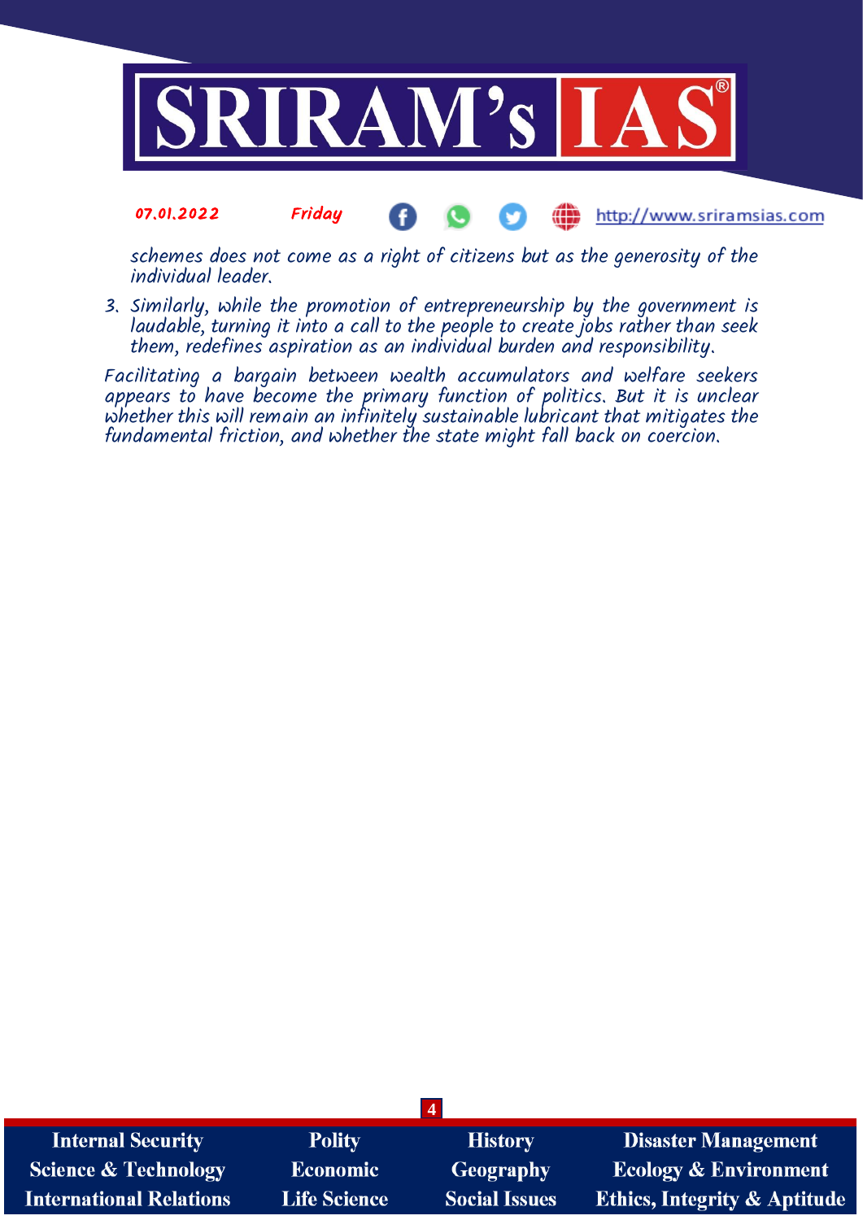schemes does not come as a right of citizens but as the generosity of the individual leader.

3. Similarly, while the promotion of entrepreneurship by the government is laudable, turning it into a call to the people to create jobs rather than seek them, redefines aspiration as an individual burden and responsibility.

Facilitating a bargain between wealth accumulators and welfare seekers appears to have become the primary function of politics. But it is unclear whether this will remain an infinitely sustainable lubricant that mitigates the fundamental friction, and whether the state might fall back on coercion.